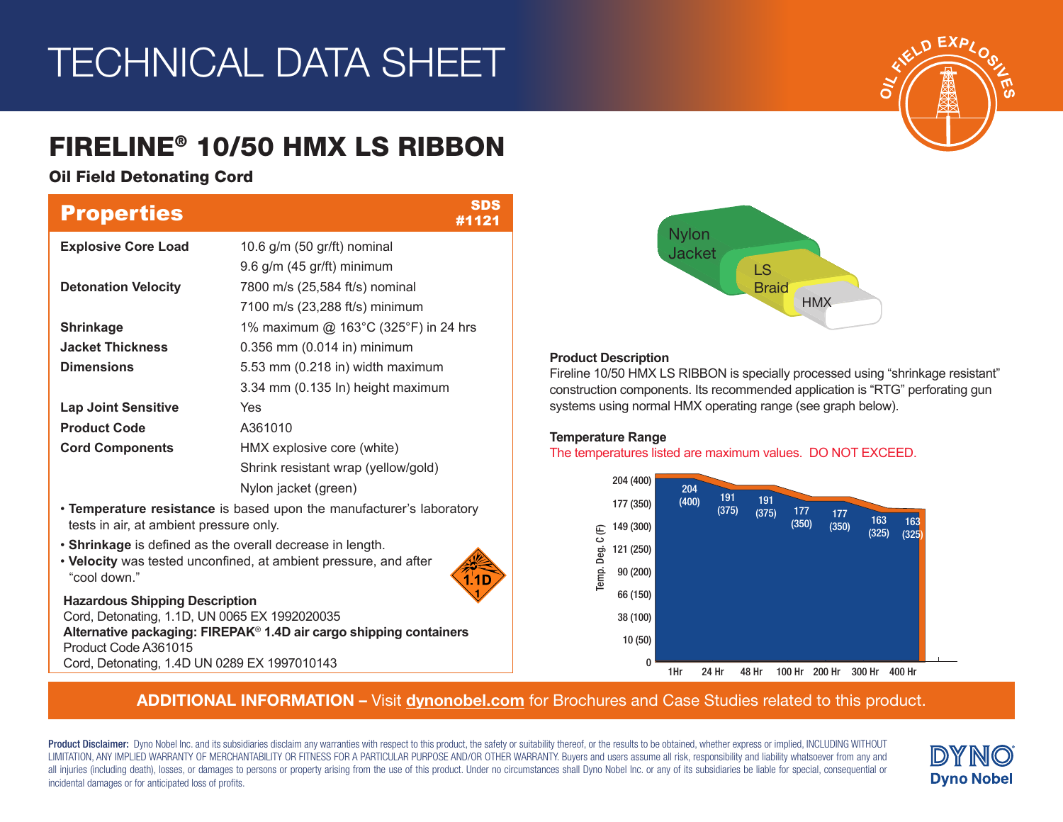# TECHNICAL DATA SHEET

## FIRELINE® 10/50 HMX LS RIBBON

### Oil Field Detonating Cord

## Properties

SDS #1121

| | |
|---|---|
| **Explosive Core Load** | 10.6 g/m (50 gr/ft) nominal |
| | 9.6 g/m (45 gr/ft) minimum |
| **Detonation Velocity** | 7800 m/s (25,584 ft/s) nominal |
| | 7100 m/s (23,288 ft/s) minimum |
| **Shrinkage** | 1% maximum @ 163°C (325°F) in 24 hrs |
| **Jacket Thickness** | 0.356 mm (0.014 in) minimum |
| **Dimensions** | 5.53 mm (0.218 in) width maximum |
| | 3.34 mm (0.135 In) height maximum |
| **Lap Joint Sensitive** | Yes |
| **Product Code** | A361010 |
| **Cord Components** | HMX explosive core (white) |
| | Shrink resistant wrap (yellow/gold) |
| | Nylon jacket (green) |

- **Temperature resistance** is based upon the manufacturer's laboratory tests in air, at ambient pressure only.
- **Shrinkage** is defined as the overall decrease in length.
- **Velocity** was tested unconfined, at ambient pressure, and after "cool down."

**Hazardous Shipping Description**
Cord, Detonating, 1.1D, UN 0065 EX 1992020035
**Alternative packaging: FIREPAK® 1.4D air cargo shipping containers**
Product Code A361015
Cord, Detonating, 1.4D UN 0289 EX 1997010143

Nylon Jacket / LS Braid / HMX

### Product Description

Fireline 10/50 HMX LS RIBBON is specially processed using "shrinkage resistant" construction components. Its recommended application is "RTG" perforating gun systems using normal HMX operating range (see graph below).

### Temperature Range

The temperatures listed are maximum values. DO NOT EXCEED.

| Time | Temp. Deg. C (F) |
|---|---|
| 1Hr | 204 (400) |
| 24 Hr | 191 (375) |
| 48 Hr | 191 (375) |
| 100 Hr | 177 (350) |
| 200 Hr | 177 (350) |
| 300 Hr | 163 (325) |
| 400 Hr | 163 (325) |

**ADDITIONAL INFORMATION –** Visit **dynonobel.com** for Brochures and Case Studies related to this product.

**Product Disclaimer:** Dyno Nobel Inc. and its subsidiaries disclaim any warranties with respect to this product, the safety or suitability thereof, or the results to be obtained, whether express or implied, INCLUDING WITHOUT LIMITATION, ANY IMPLIED WARRANTY OF MERCHANTABILITY OR FITNESS FOR A PARTICULAR PURPOSE AND/OR OTHER WARRANTY. Buyers and users assume all risk, responsibility and liability whatsoever from any and all injuries (including death), losses, or damages to persons or property arising from the use of this product. Under no circumstances shall Dyno Nobel Inc. or any of its subsidiaries be liable for special, consequential or incidental damages or for anticipated loss of profits.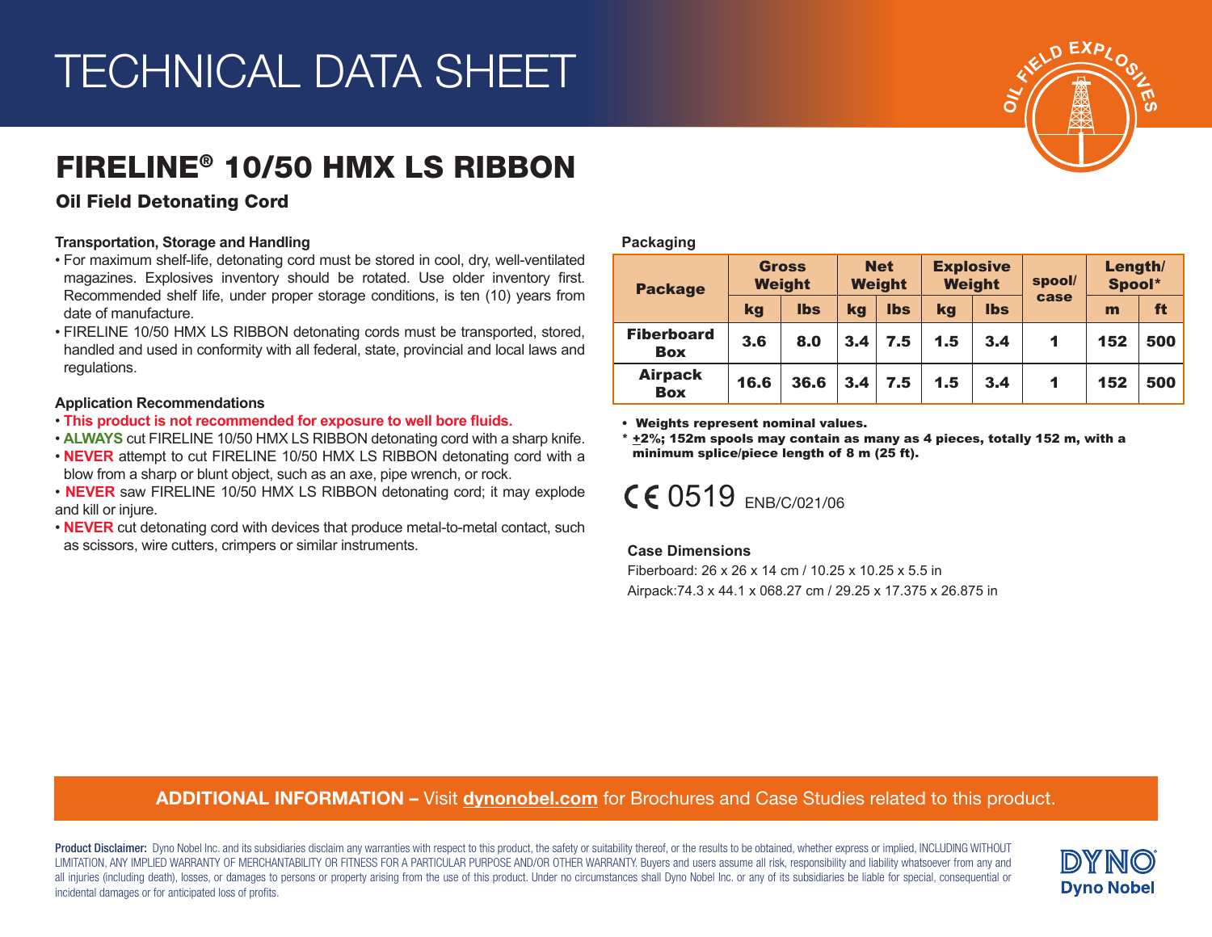# TECHNICAL DATA SHEET

## FIRELINE® 10/50 HMX LS RIBBON

### Oil Field Detonating Cord

**Transportation, Storage and Handling**

- For maximum shelf-life, detonating cord must be stored in cool, dry, well-ventilated magazines. Explosives inventory should be rotated. Use older inventory first. Recommended shelf life, under proper storage conditions, is ten (10) years from date of manufacture.
- FIRELINE 10/50 HMX LS RIBBON detonating cords must be transported, stored, handled and used in conformity with all federal, state, provincial and local laws and regulations.

**Application Recommendations**

- **This product is not recommended for exposure to well bore fluids.**
- **ALWAYS** cut FIRELINE 10/50 HMX LS RIBBON detonating cord with a sharp knife.
- **NEVER** attempt to cut FIRELINE 10/50 HMX LS RIBBON detonating cord with a blow from a sharp or blunt object, such as an axe, pipe wrench, or rock.
- **NEVER** saw FIRELINE 10/50 HMX LS RIBBON detonating cord; it may explode and kill or injure.
- **NEVER** cut detonating cord with devices that produce metal-to-metal contact, such as scissors, wire cutters, crimpers or similar instruments.

**Packaging**

| Package | Gross Weight | | Net Weight | | Explosive Weight | | spool/ case | Length/ Spool* | |
|---|---|---|---|---|---|---|---|---|---|
| | kg | lbs | kg | lbs | kg | lbs | | m | ft |
| Fiberboard Box | 3.6 | 8.0 | 3.4 | 7.5 | 1.5 | 3.4 | 1 | 152 | 500 |
| Airpack Box | 16.6 | 36.6 | 3.4 | 7.5 | 1.5 | 3.4 | 1 | 152 | 500 |

- **Weights represent nominal values.**

**\* ±2%; 152m spools may contain as many as 4 pieces, totally 152 m, with a minimum splice/piece length of 8 m (25 ft).**

CE 0519 ENB/C/021/06

**Case Dimensions**

Fiberboard: 26 x 26 x 14 cm / 10.25 x 10.25 x 5.5 in

Airpack:74.3 x 44.1 x 068.27 cm / 29.25 x 17.375 x 26.875 in

**ADDITIONAL INFORMATION –** Visit **dynonobel.com** for Brochures and Case Studies related to this product.

**Product Disclaimer:** Dyno Nobel Inc. and its subsidiaries disclaim any warranties with respect to this product, the safety or suitability thereof, or the results to be obtained, whether express or implied, INCLUDING WITHOUT LIMITATION, ANY IMPLIED WARRANTY OF MERCHANTABILITY OR FITNESS FOR A PARTICULAR PURPOSE AND/OR OTHER WARRANTY. Buyers and users assume all risk, responsibility and liability whatsoever from any and all injuries (including death), losses, or damages to persons or property arising from the use of this product. Under no circumstances shall Dyno Nobel Inc. or any of its subsidiaries be liable for special, consequential or incidental damages or for anticipated loss of profits.

DYNO
Dyno Nobel